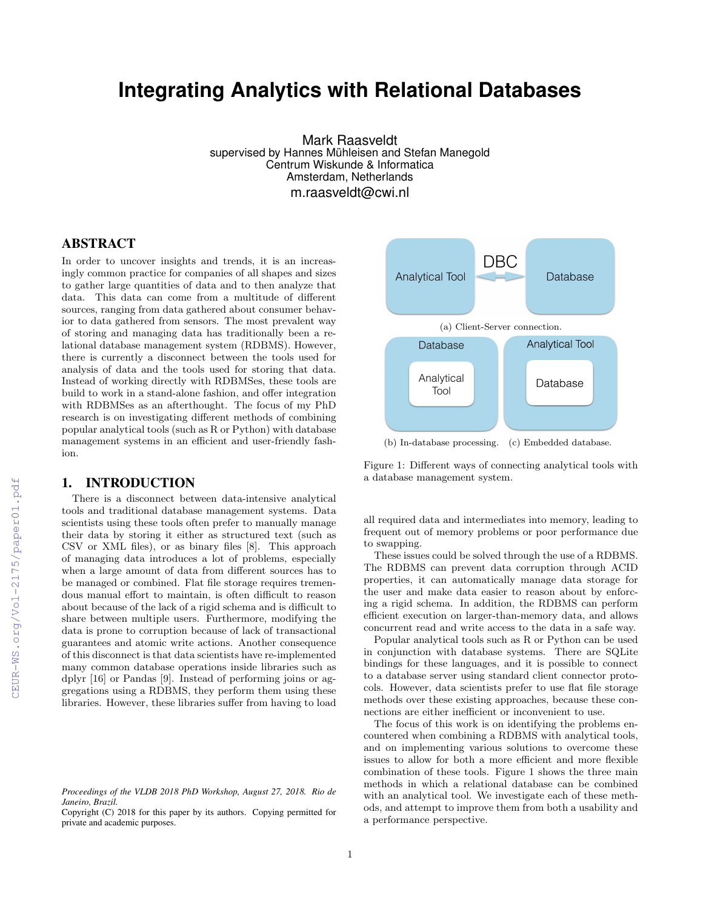# Integrating Analytics with Relational Databases

Mark Raasveldt
supervised by Hannes Mühleisen and Stefan Manegold
Centrum Wiskunde & Informatica
Amsterdam, Netherlands
m.raasveldt@cwi.nl

## ABSTRACT

In order to uncover insights and trends, it is an increasingly common practice for companies of all shapes and sizes to gather large quantities of data and to then analyze that data. This data can come from a multitude of different sources, ranging from data gathered about consumer behavior to data gathered from sensors. The most prevalent way of storing and managing data has traditionally been a relational database management system (RDBMS). However, there is currently a disconnect between the tools used for analysis of data and the tools used for storing that data. Instead of working directly with RDBMSes, these tools are build to work in a stand-alone fashion, and offer integration with RDBMSes as an afterthought. The focus of my PhD research is on investigating different methods of combining popular analytical tools (such as R or Python) with database management systems in an efficient and user-friendly fashion.

## 1. INTRODUCTION

There is a disconnect between data-intensive analytical tools and traditional database management systems. Data scientists using these tools often prefer to manually manage their data by storing it either as structured text (such as CSV or XML files), or as binary files [8]. This approach of managing data introduces a lot of problems, especially when a large amount of data from different sources has to be managed or combined. Flat file storage requires tremendous manual effort to maintain, is often difficult to reason about because of the lack of a rigid schema and is difficult to share between multiple users. Furthermore, modifying the data is prone to corruption because of lack of transactional guarantees and atomic write actions. Another consequence of this disconnect is that data scientists have re-implemented many common database operations inside libraries such as dplyr [16] or Pandas [9]. Instead of performing joins or aggregations using a RDBMS, they perform them using these libraries. However, these libraries suffer from having to load all required data and intermediates into memory, leading to frequent out of memory problems or poor performance due to swapping.

(a) Client-Server connection.

(b) In-database processing. (c) Embedded database.

Figure 1: Different ways of connecting analytical tools with a database management system.

These issues could be solved through the use of a RDBMS. The RDBMS can prevent data corruption through ACID properties, it can automatically manage data storage for the user and make data easier to reason about by enforcing a rigid schema. In addition, the RDBMS can perform efficient execution on larger-than-memory data, and allows concurrent read and write access to the data in a safe way.

Popular analytical tools such as R or Python can be used in conjunction with database systems. There are SQLite bindings for these languages, and it is possible to connect to a database server using standard client connector protocols. However, data scientists prefer to use flat file storage methods over these existing approaches, because these connections are either inefficient or inconvenient to use.

The focus of this work is on identifying the problems encountered when combining a RDBMS with analytical tools, and on implementing various solutions to overcome these issues to allow for both a more efficient and more flexible combination of these tools. Figure 1 shows the three main methods in which a relational database can be combined with an analytical tool. We investigate each of these methods, and attempt to improve them from both a usability and a performance perspective.

*Proceedings of the VLDB 2018 PhD Workshop, August 27, 2018. Rio de Janeiro, Brazil.*
Copyright (C) 2018 for this paper by its authors. Copying permitted for private and academic purposes.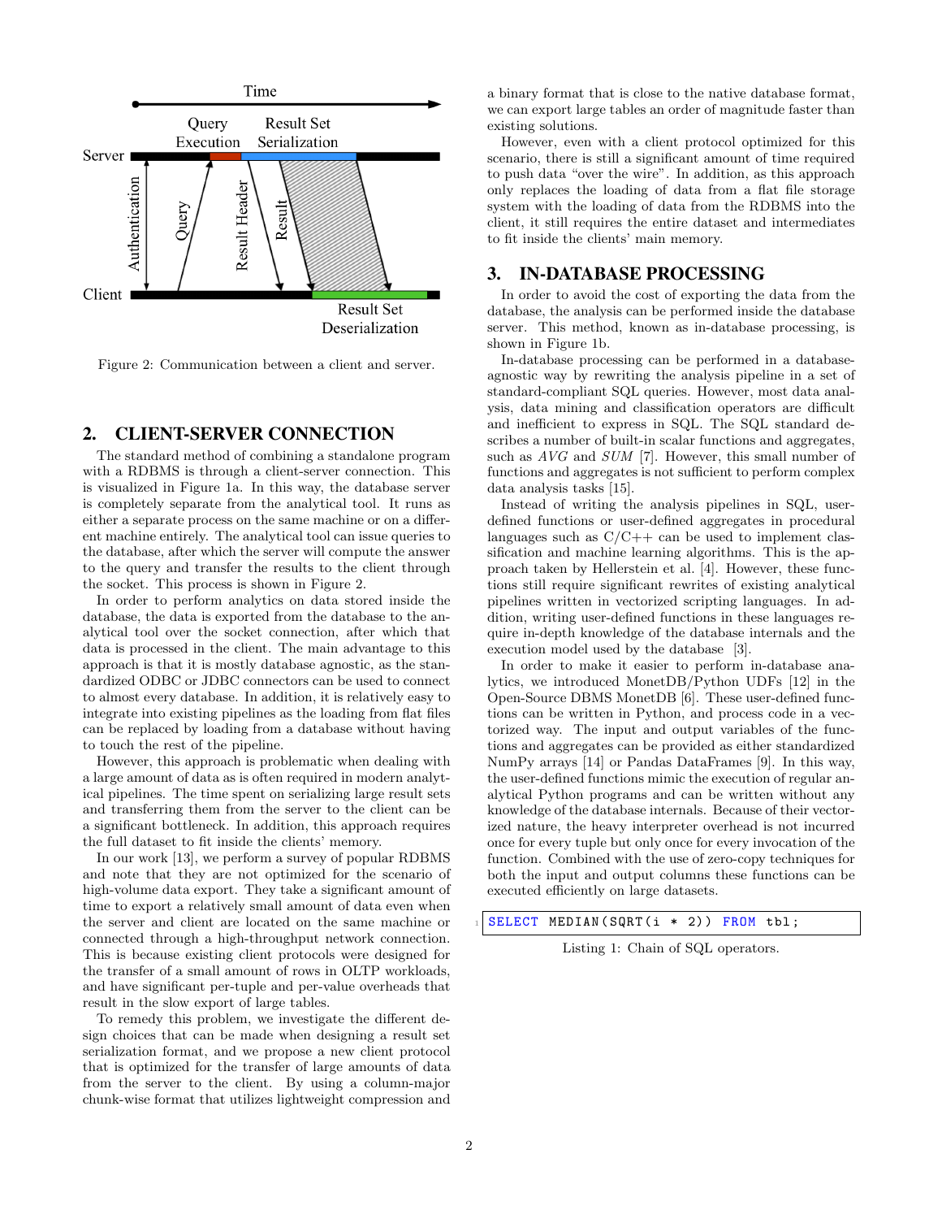Time

Query Execution

Result Set Serialization

Server

Authentication

Query

Result Header

Result

Client

Result Set Deserialization

Figure 2: Communication between a client and server.

## 2. CLIENT-SERVER CONNECTION

The standard method of combining a standalone program with a RDBMS is through a client-server connection. This is visualized in Figure 1a. In this way, the database server is completely separate from the analytical tool. It runs as either a separate process on the same machine or on a different machine entirely. The analytical tool can issue queries to the database, after which the server will compute the answer to the query and transfer the results to the client through the socket. This process is shown in Figure 2.

In order to perform analytics on data stored inside the database, the data is exported from the database to the analytical tool over the socket connection, after which that data is processed in the client. The main advantage to this approach is that it is mostly database agnostic, as the standardized ODBC or JDBC connectors can be used to connect to almost every database. In addition, it is relatively easy to integrate into existing pipelines as the loading from flat files can be replaced by loading from a database without having to touch the rest of the pipeline.

However, this approach is problematic when dealing with a large amount of data as is often required in modern analytical pipelines. The time spent on serializing large result sets and transferring them from the server to the client can be a significant bottleneck. In addition, this approach requires the full dataset to fit inside the clients' memory.

In our work [13], we perform a survey of popular RDBMS and note that they are not optimized for the scenario of high-volume data export. They take a significant amount of time to export a relatively small amount of data even when the server and client are located on the same machine or connected through a high-throughput network connection. This is because existing client protocols were designed for the transfer of a small amount of rows in OLTP workloads, and have significant per-tuple and per-value overheads that result in the slow export of large tables.

To remedy this problem, we investigate the different design choices that can be made when designing a result set serialization format, and we propose a new client protocol that is optimized for the transfer of large amounts of data from the server to the client. By using a column-major chunk-wise format that utilizes lightweight compression and a binary format that is close to the native database format, we can export large tables an order of magnitude faster than existing solutions.

However, even with a client protocol optimized for this scenario, there is still a significant amount of time required to push data "over the wire". In addition, as this approach only replaces the loading of data from a flat file storage system with the loading of data from the RDBMS into the client, it still requires the entire dataset and intermediates to fit inside the clients' main memory.

## 3. IN-DATABASE PROCESSING

In order to avoid the cost of exporting the data from the database, the analysis can be performed inside the database server. This method, known as in-database processing, is shown in Figure 1b.

In-database processing can be performed in a database-agnostic way by rewriting the analysis pipeline in a set of standard-compliant SQL queries. However, most data analysis, data mining and classification operators are difficult and inefficient to express in SQL. The SQL standard describes a number of built-in scalar functions and aggregates, such as *AVG* and *SUM* [7]. However, this small number of functions and aggregates is not sufficient to perform complex data analysis tasks [15].

Instead of writing the analysis pipelines in SQL, user-defined functions or user-defined aggregates in procedural languages such as C/C++ can be used to implement classification and machine learning algorithms. This is the approach taken by Hellerstein et al. [4]. However, these functions still require significant rewrites of existing analytical pipelines written in vectorized scripting languages. In addition, writing user-defined functions in these languages require in-depth knowledge of the database internals and the execution model used by the database [3].

In order to make it easier to perform in-database analytics, we introduced MonetDB/Python UDFs [12] in the Open-Source DBMS MonetDB [6]. These user-defined functions can be written in Python, and process code in a vectorized way. The input and output variables of the functions and aggregates can be provided as either standardized NumPy arrays [14] or Pandas DataFrames [9]. In this way, the user-defined functions mimic the execution of regular analytical Python programs and can be written without any knowledge of the database internals. Because of their vectorized nature, the heavy interpreter overhead is not incurred once for every tuple but only once for every invocation of the function. Combined with the use of zero-copy techniques for both the input and output columns these functions can be executed efficiently on large datasets.

```
SELECT MEDIAN(SQRT(i * 2)) FROM tbl;
```

Listing 1: Chain of SQL operators.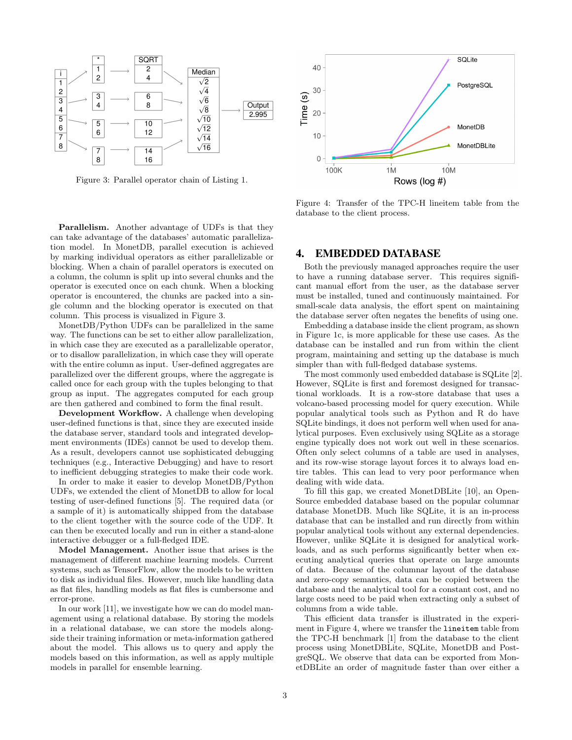i
1
2
3
4
5
6
7
8

*
1
2
3
4
5
6
7
8

SQRT
2
4
6
8
10
12
14
16

Median
$\sqrt{2}$
$\sqrt{4}$
$\sqrt{6}$
$\sqrt{8}$
$\sqrt{10}$
$\sqrt{12}$
$\sqrt{14}$
$\sqrt{16}$

Output
2.995

Figure 3: Parallel operator chain of Listing 1.

**Parallelism.** Another advantage of UDFs is that they can take advantage of the databases' automatic parallelization model. In MonetDB, parallel execution is achieved by marking individual operators as either parallelizable or blocking. When a chain of parallel operators is executed on a column, the column is split up into several chunks and the operator is executed once on each chunk. When a blocking operator is encountered, the chunks are packed into a single column and the blocking operator is executed on that column. This process is visualized in Figure 3.

MonetDB/Python UDFs can be parallelized in the same way. The functions can be set to either allow parallelization, in which case they are executed as a parallelizable operator, or to disallow parallelization, in which case they will operate with the entire column as input. User-defined aggregates are parallelized over the different groups, where the aggregate is called once for each group with the tuples belonging to that group as input. The aggregates computed for each group are then gathered and combined to form the final result.

**Development Workflow.** A challenge when developing user-defined functions is that, since they are executed inside the database server, standard tools and integrated development environments (IDEs) cannot be used to develop them. As a result, developers cannot use sophisticated debugging techniques (e.g., Interactive Debugging) and have to resort to inefficient debugging strategies to make their code work.

In order to make it easier to develop MonetDB/Python UDFs, we extended the client of MonetDB to allow for local testing of user-defined functions [5]. The required data (or a sample of it) is automatically shipped from the database to the client together with the source code of the UDF. It can then be executed locally and run in either a stand-alone interactive debugger or a full-fledged IDE.

**Model Management.** Another issue that arises is the management of different machine learning models. Current systems, such as TensorFlow, allow the models to be written to disk as individual files. However, much like handling data as flat files, handling models as flat files is cumbersome and error-prone.

In our work [11], we investigate how we can do model management using a relational database. By storing the models in a relational database, we can store the models alongside their training information or meta-information gathered about the model. This allows us to query and apply the models based on this information, as well as apply multiple models in parallel for ensemble learning.

Time (s)
40
30
20
10
0
100K
1M
10M
Rows (log #)
SQLite
PostgreSQL
MonetDB
MonetDBLite

Figure 4: Transfer of the TPC-H lineitem table from the database to the client process.

## 4. EMBEDDED DATABASE

Both the previously managed approaches require the user to have a running database server. This requires significant manual effort from the user, as the database server must be installed, tuned and continuously maintained. For small-scale data analysis, the effort spent on maintaining the database server often negates the benefits of using one.

Embedding a database inside the client program, as shown in Figure 1c, is more applicable for these use cases. As the database can be installed and run from within the client program, maintaining and setting up the database is much simpler than with full-fledged database systems.

The most commonly used embedded database is SQLite [2]. However, SQLite is first and foremost designed for transactional workloads. It is a row-store database that uses a volcano-based processing model for query execution. While popular analytical tools such as Python and R do have SQLite bindings, it does not perform well when used for analytical purposes. Even exclusively using SQLite as a storage engine typically does not work out well in these scenarios. Often only select columns of a table are used in analyses, and its row-wise storage layout forces it to always load entire tables. This can lead to very poor performance when dealing with wide data.

To fill this gap, we created MonetDBLite [10], an Open-Source embedded database based on the popular columnar database MonetDB. Much like SQLite, it is an in-process database that can be installed and run directly from within popular analytical tools without any external dependencies. However, unlike SQLite it is designed for analytical workloads, and as such performs significantly better when executing analytical queries that operate on large amounts of data. Because of the columnar layout of the database and zero-copy semantics, data can be copied between the database and the analytical tool for a constant cost, and no large costs need to be paid when extracting only a subset of columns from a wide table.

This efficient data transfer is illustrated in the experiment in Figure 4, where we transfer the `lineitem` table from the TPC-H benchmark [1] from the database to the client process using MonetDBLite, SQLite, MonetDB and PostgreSQL. We observe that data can be exported from MonetDBLite an order of magnitude faster than over either a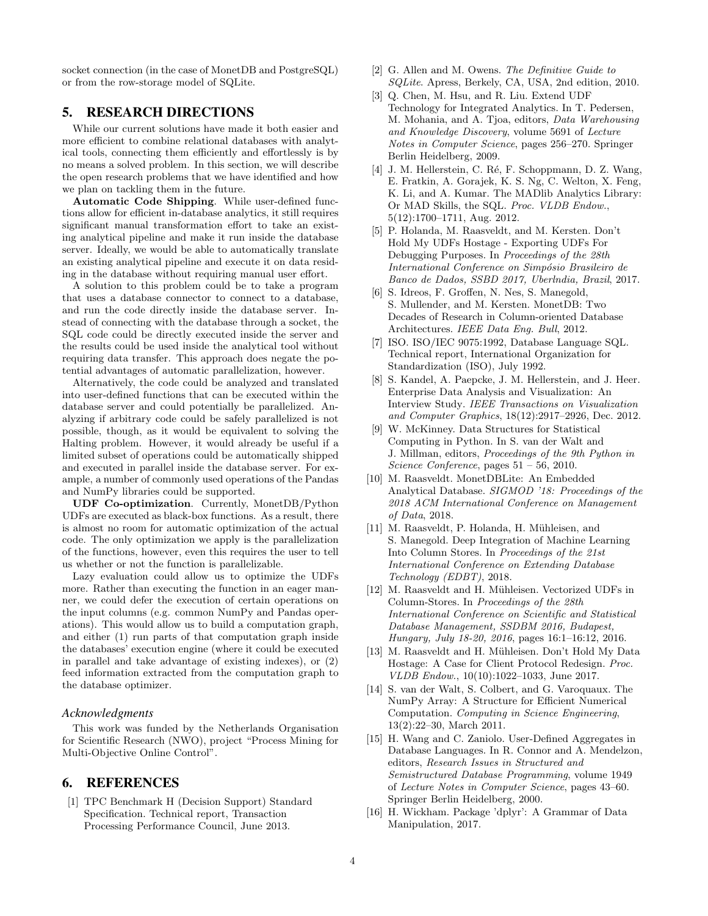socket connection (in the case of MonetDB and PostgreSQL) or from the row-storage model of SQLite.

## 5. RESEARCH DIRECTIONS

While our current solutions have made it both easier and more efficient to combine relational databases with analytical tools, connecting them efficiently and effortlessly is by no means a solved problem. In this section, we will describe the open research problems that we have identified and how we plan on tackling them in the future.

**Automatic Code Shipping**. While user-defined functions allow for efficient in-database analytics, it still requires significant manual transformation effort to take an existing analytical pipeline and make it run inside the database server. Ideally, we would be able to automatically translate an existing analytical pipeline and execute it on data residing in the database without requiring manual user effort.

A solution to this problem could be to take a program that uses a database connector to connect to a database, and run the code directly inside the database server. Instead of connecting with the database through a socket, the SQL code could be directly executed inside the server and the results could be used inside the analytical tool without requiring data transfer. This approach does negate the potential advantages of automatic parallelization, however.

Alternatively, the code could be analyzed and translated into user-defined functions that can be executed within the database server and could potentially be parallelized. Analyzing if arbitrary code could be safely parallelized is not possible, though, as it would be equivalent to solving the Halting problem. However, it would already be useful if a limited subset of operations could be automatically shipped and executed in parallel inside the database server. For example, a number of commonly used operations of the Pandas and NumPy libraries could be supported.

**UDF Co-optimization**. Currently, MonetDB/Python UDFs are executed as black-box functions. As a result, there is almost no room for automatic optimization of the actual code. The only optimization we apply is the parallelization of the functions, however, even this requires the user to tell us whether or not the function is parallelizable.

Lazy evaluation could allow us to optimize the UDFs more. Rather than executing the function in an eager manner, we could defer the execution of certain operations on the input columns (e.g. common NumPy and Pandas operations). This would allow us to build a computation graph, and either (1) run parts of that computation graph inside the databases' execution engine (where it could be executed in parallel and take advantage of existing indexes), or (2) feed information extracted from the computation graph to the database optimizer.

### *Acknowledgments*

This work was funded by the Netherlands Organisation for Scientific Research (NWO), project "Process Mining for Multi-Objective Online Control".

## 6. REFERENCES

[1] TPC Benchmark H (Decision Support) Standard Specification. Technical report, Transaction Processing Performance Council, June 2013.

[2] G. Allen and M. Owens. *The Definitive Guide to SQLite*. Apress, Berkely, CA, USA, 2nd edition, 2010.

[3] Q. Chen, M. Hsu, and R. Liu. Extend UDF Technology for Integrated Analytics. In T. Pedersen, M. Mohania, and A. Tjoa, editors, *Data Warehousing and Knowledge Discovery*, volume 5691 of *Lecture Notes in Computer Science*, pages 256–270. Springer Berlin Heidelberg, 2009.

[4] J. M. Hellerstein, C. Ré, F. Schoppmann, D. Z. Wang, E. Fratkin, A. Gorajek, K. S. Ng, C. Welton, X. Feng, K. Li, and A. Kumar. The MADlib Analytics Library: Or MAD Skills, the SQL. *Proc. VLDB Endow.*, 5(12):1700–1711, Aug. 2012.

[5] P. Holanda, M. Raasveldt, and M. Kersten. Don't Hold My UDFs Hostage - Exporting UDFs For Debugging Purposes. In *Proceedings of the 28th International Conference on Simpósio Brasileiro de Banco de Dados, SSBD 2017, Uberlndia, Brazil*, 2017.

[6] S. Idreos, F. Groffen, N. Nes, S. Manegold, S. Mullender, and M. Kersten. MonetDB: Two Decades of Research in Column-oriented Database Architectures. *IEEE Data Eng. Bull*, 2012.

[7] ISO. ISO/IEC 9075:1992, Database Language SQL. Technical report, International Organization for Standardization (ISO), July 1992.

[8] S. Kandel, A. Paepcke, J. M. Hellerstein, and J. Heer. Enterprise Data Analysis and Visualization: An Interview Study. *IEEE Transactions on Visualization and Computer Graphics*, 18(12):2917–2926, Dec. 2012.

[9] W. McKinney. Data Structures for Statistical Computing in Python. In S. van der Walt and J. Millman, editors, *Proceedings of the 9th Python in Science Conference*, pages 51 – 56, 2010.

[10] M. Raasveldt. MonetDBLite: An Embedded Analytical Database. *SIGMOD '18: Proceedings of the 2018 ACM International Conference on Management of Data*, 2018.

[11] M. Raasveldt, P. Holanda, H. Mühleisen, and S. Manegold. Deep Integration of Machine Learning Into Column Stores. In *Proceedings of the 21st International Conference on Extending Database Technology (EDBT)*, 2018.

[12] M. Raasveldt and H. Mühleisen. Vectorized UDFs in Column-Stores. In *Proceedings of the 28th International Conference on Scientific and Statistical Database Management, SSDBM 2016, Budapest, Hungary, July 18-20, 2016*, pages 16:1–16:12, 2016.

[13] M. Raasveldt and H. Mühleisen. Don't Hold My Data Hostage: A Case for Client Protocol Redesign. *Proc. VLDB Endow.*, 10(10):1022–1033, June 2017.

[14] S. van der Walt, S. Colbert, and G. Varoquaux. The NumPy Array: A Structure for Efficient Numerical Computation. *Computing in Science Engineering*, 13(2):22–30, March 2011.

[15] H. Wang and C. Zaniolo. User-Defined Aggregates in Database Languages. In R. Connor and A. Mendelzon, editors, *Research Issues in Structured and Semistructured Database Programming*, volume 1949 of *Lecture Notes in Computer Science*, pages 43–60. Springer Berlin Heidelberg, 2000.

[16] H. Wickham. Package 'dplyr': A Grammar of Data Manipulation, 2017.